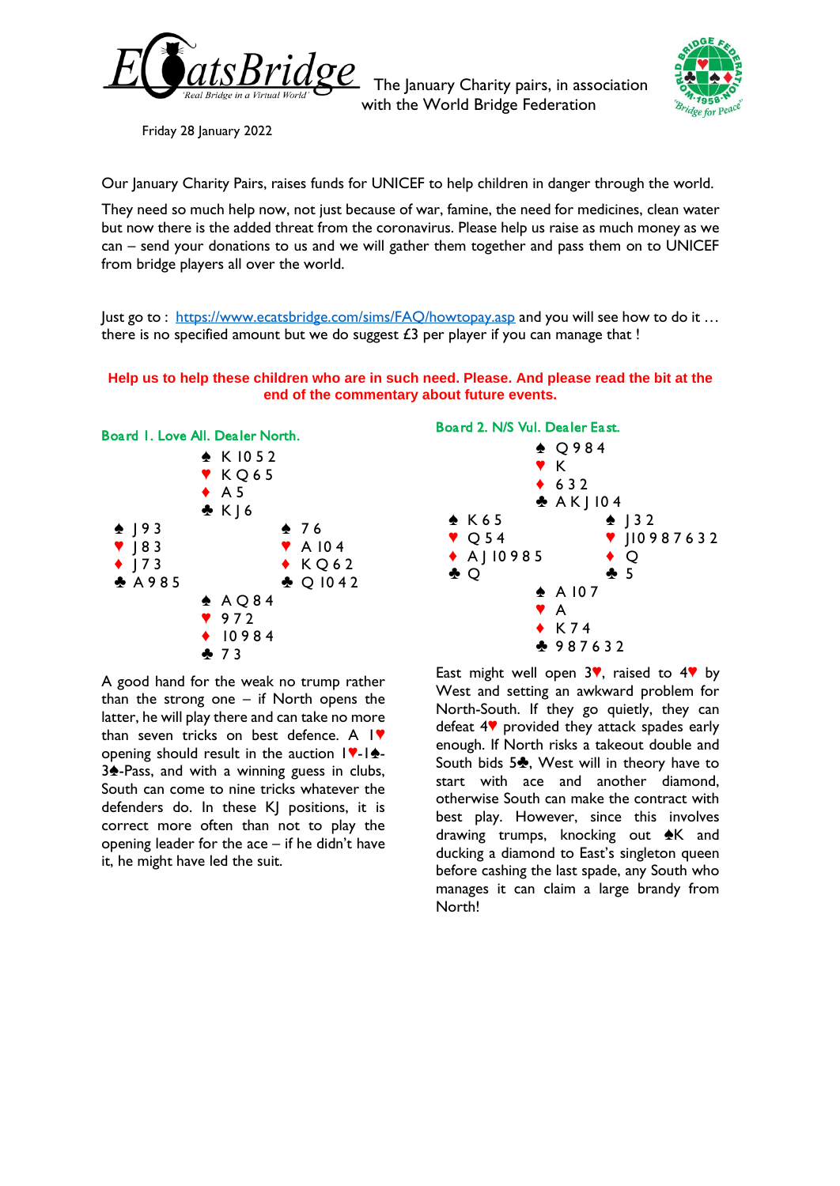EcatsBridge — 'Real Bridge in a Virtual World'

The January Charity pairs, in association with the World Bridge Federation

Friday 28 January 2022

Our January Charity Pairs, raises funds for UNICEF to help children in danger through the world.

They need so much help now, not just because of war, famine, the need for medicines, clean water but now there is the added threat from the coronavirus. Please help us raise as much money as we can – send your donations to us and we will gather them together and pass them on to UNICEF from bridge players all over the world.

Just go to : https://www.ecatsbridge.com/sims/FAQ/howtopay.asp and you will see how to do it … there is no specified amount but we do suggest £3 per player if you can manage that !

**Help us to help these children who are in such need. Please. And please read the bit at the end of the commentary about future events.**

### Board 1. Love All. Dealer North.

```
              ♠ K 10 5 2
              ♥ K Q 6 5
              ♦ A 5
              ♣ K J 6
♠ J 9 3                     ♠ 7 6
♥ J 8 3                     ♥ A 10 4
♦ J 7 3                     ♦ K Q 6 2
♣ A 9 8 5                   ♣ Q 10 4 2
              ♠ A Q 8 4
              ♥ 9 7 2
              ♦ 10 9 8 4
              ♣ 7 3
```

A good hand for the weak no trump rather than the strong one – if North opens the latter, he will play there and can take no more than seven tricks on best defence. A 1♥ opening should result in the auction 1♥-1♠-3♠-Pass, and with a winning guess in clubs, South can come to nine tricks whatever the defenders do. In these KJ positions, it is correct more often than not to play the opening leader for the ace – if he didn't have it, he might have led the suit.

### Board 2. N/S Vul. Dealer East.

```
              ♠ Q 9 8 4
              ♥ K
              ♦ 6 3 2
              ♣ A K J 10 4
♠ K 6 5                     ♠ J 3 2
♥ Q 5 4                     ♥ J 10 9 8 7 6 3 2
♦ A J 10 9 8 5              ♦ Q
♣ Q                         ♣ 5
              ♠ A 10 7
              ♥ A
              ♦ K 7 4
              ♣ 9 8 7 6 3 2
```

East might well open 3♥, raised to 4♥ by West and setting an awkward problem for North-South. If they go quietly, they can defeat 4♥ provided they attack spades early enough. If North risks a takeout double and South bids 5♣, West will in theory have to start with ace and another diamond, otherwise South can make the contract with best play. However, since this involves drawing trumps, knocking out ♠K and ducking a diamond to East's singleton queen before cashing the last spade, any South who manages it can claim a large brandy from North!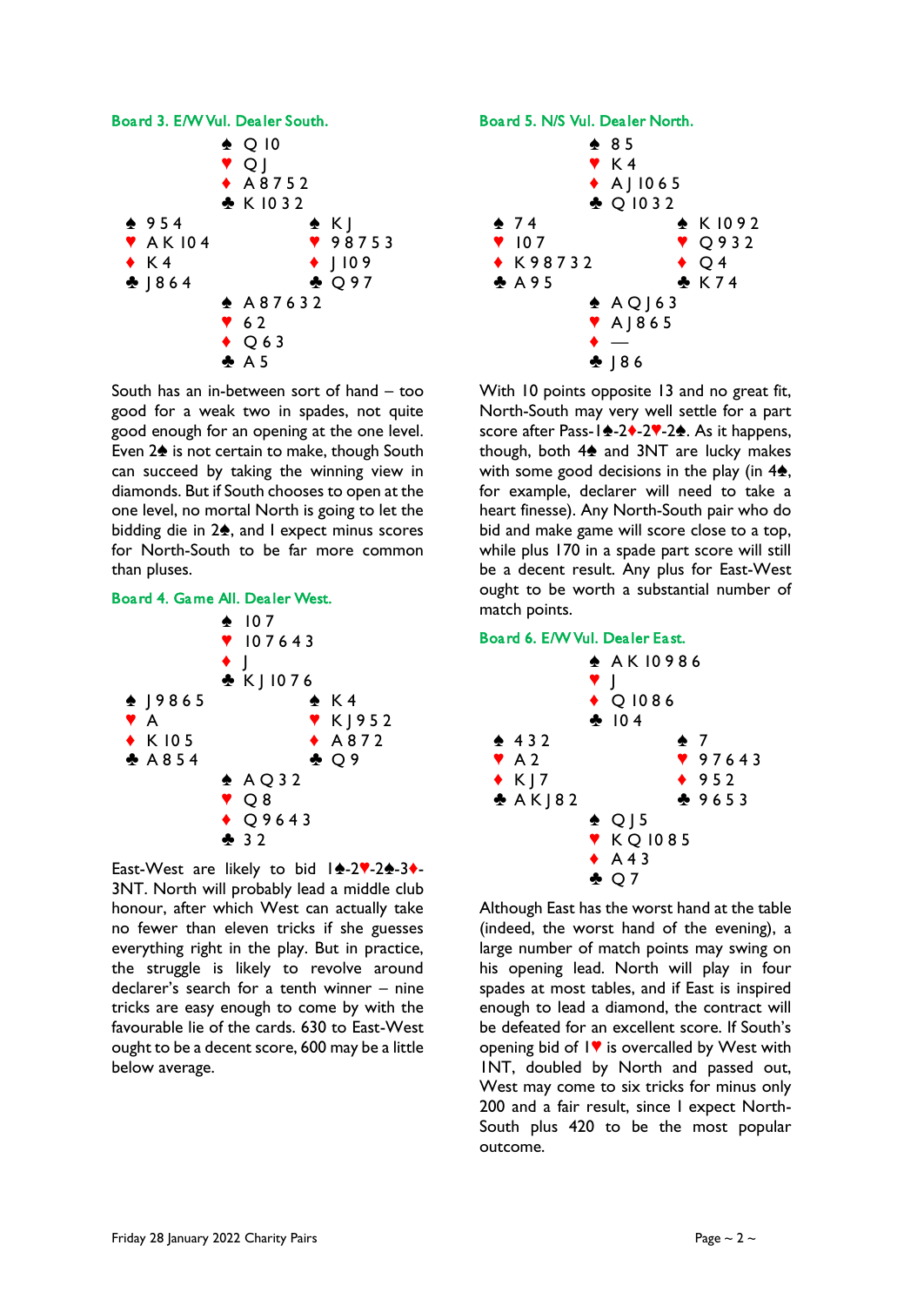### Board 3. E/W Vul. Dealer South.

```
              ♠ Q 10
              ♥ Q J
              ♦ A 8 7 5 2
              ♣ K 10 3 2
♠ 9 5 4                   ♠ K J
♥ A K 10 4                ♥ 9 8 7 5 3
♦ K 4                     ♦ J 10 9
♣ J 8 6 4                 ♣ Q 9 7
              ♠ A 8 7 6 3 2
              ♥ 6 2
              ♦ Q 6 3
              ♣ A 5
```

South has an in-between sort of hand – too good for a weak two in spades, not quite good enough for an opening at the one level. Even 2♠ is not certain to make, though South can succeed by taking the winning view in diamonds. But if South chooses to open at the one level, no mortal North is going to let the bidding die in 2♠, and I expect minus scores for North-South to be far more common than pluses.

### Board 4. Game All. Dealer West.

```
              ♠ 10 7
              ♥ 10 7 6 4 3
              ♦ J
              ♣ K J 10 7 6
♠ J 9 8 6 5               ♠ K 4
♥ A                       ♥ K J 9 5 2
♦ K 10 5                  ♦ A 8 7 2
♣ A 8 5 4                 ♣ Q 9
              ♠ A Q 3 2
              ♥ Q 8
              ♦ Q 9 6 4 3
              ♣ 3 2
```

East-West are likely to bid 1♠-2♥-2♠-3♦-3NT. North will probably lead a middle club honour, after which West can actually take no fewer than eleven tricks if she guesses everything right in the play. But in practice, the struggle is likely to revolve around declarer's search for a tenth winner – nine tricks are easy enough to come by with the favourable lie of the cards. 630 to East-West ought to be a decent score, 600 may be a little below average.

### Board 5. N/S Vul. Dealer North.

```
              ♠ 8 5
              ♥ K 4
              ♦ A J 10 6 5
              ♣ Q 10 3 2
♠ 7 4                     ♠ K 10 9 2
♥ 10 7                    ♥ Q 9 3 2
♦ K 9 8 7 3 2             ♦ Q 4
♣ A 9 5                   ♣ K 7 4
              ♠ A Q J 6 3
              ♥ A J 8 6 5
              ♦ —
              ♣ J 8 6
```

With 10 points opposite 13 and no great fit, North-South may very well settle for a part score after Pass-1♠-2♦-2♥-2♠. As it happens, though, both 4♠ and 3NT are lucky makes with some good decisions in the play (in 4♠, for example, declarer will need to take a heart finesse). Any North-South pair who do bid and make game will score close to a top, while plus 170 in a spade part score will still be a decent result. Any plus for East-West ought to be worth a substantial number of match points.

### Board 6. E/W Vul. Dealer East.

```
              ♠ A K 10 9 8 6
              ♥ J
              ♦ Q 10 8 6
              ♣ 10 4
♠ 4 3 2                   ♠ 7
♥ A 2                     ♥ 9 7 6 4 3
♦ K J 7                   ♦ 9 5 2
♣ A K J 8 2               ♣ 9 6 5 3
              ♠ Q J 5
              ♥ K Q 10 8 5
              ♦ A 4 3
              ♣ Q 7
```

Although East has the worst hand at the table (indeed, the worst hand of the evening), a large number of match points may swing on his opening lead. North will play in four spades at most tables, and if East is inspired enough to lead a diamond, the contract will be defeated for an excellent score. If South's opening bid of 1♥ is overcalled by West with 1NT, doubled by North and passed out, West may come to six tricks for minus only 200 and a fair result, since I expect North-South plus 420 to be the most popular outcome.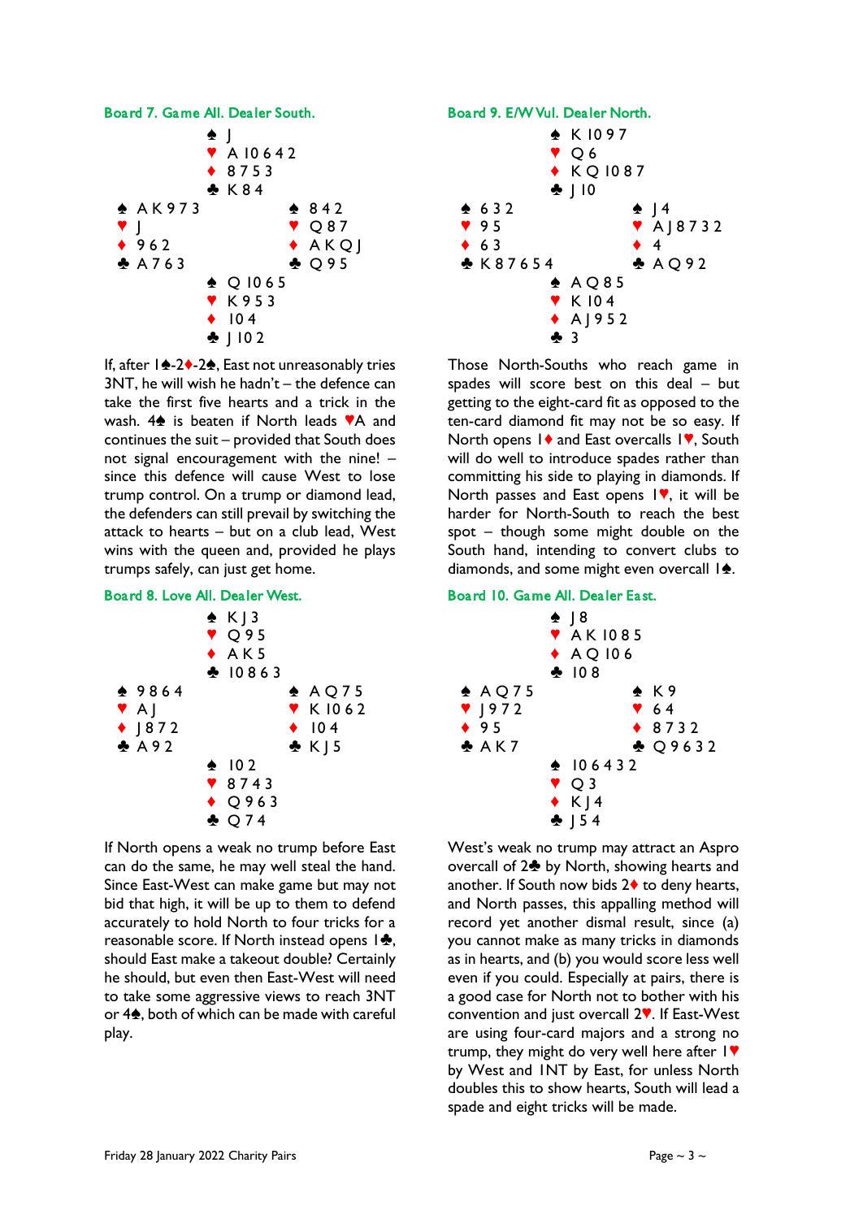### Board 7. Game All. Dealer South.

| | North | |
|---|---|---|
| | ♠ J<br>♥ A 10 6 4 2<br>♦ 8 7 5 3<br>♣ K 8 4 | |
| **West**<br>♠ A K 9 7 3<br>♥ J<br>♦ 9 6 2<br>♣ A 7 6 3 | | **East**<br>♠ 8 4 2<br>♥ Q 8 7<br>♦ A K Q J<br>♣ Q 9 5 |
| | **South**<br>♠ Q 10 6 5<br>♥ K 9 5 3<br>♦ 10 4<br>♣ J 10 2 | |

If, after 1♠-2♦-2♠, East not unreasonably tries 3NT, he will wish he hadn't – the defence can take the first five hearts and a trick in the wash. 4♠ is beaten if North leads ♥A and continues the suit – provided that South does not signal encouragement with the nine! – since this defence will cause West to lose trump control. On a trump or diamond lead, the defenders can still prevail by switching the attack to hearts – but on a club lead, West wins with the queen and, provided he plays trumps safely, can just get home.

### Board 8. Love All. Dealer West.

| | North | |
|---|---|---|
| | ♠ K J 3<br>♥ Q 9 5<br>♦ A K 5<br>♣ 10 8 6 3 | |
| **West**<br>♠ 9 8 6 4<br>♥ A J<br>♦ J 8 7 2<br>♣ A 9 2 | | **East**<br>♠ A Q 7 5<br>♥ K 10 6 2<br>♦ 10 4<br>♣ K J 5 |
| | **South**<br>♠ 10 2<br>♥ 8 7 4 3<br>♦ Q 9 6 3<br>♣ Q 7 4 | |

If North opens a weak no trump before East can do the same, he may well steal the hand. Since East-West can make game but may not bid that high, it will be up to them to defend accurately to hold North to four tricks for a reasonable score. If North instead opens 1♣, should East make a takeout double? Certainly he should, but even then East-West will need to take some aggressive views to reach 3NT or 4♠, both of which can be made with careful play.

### Board 9. E/W Vul. Dealer North.

| | North | |
|---|---|---|
| | ♠ K 10 9 7<br>♥ Q 6<br>♦ K Q 10 8 7<br>♣ J 10 | |
| **West**<br>♠ 6 3 2<br>♥ 9 5<br>♦ 6 3<br>♣ K 8 7 6 5 4 | | **East**<br>♠ J 4<br>♥ A J 8 7 3 2<br>♦ 4<br>♣ A Q 9 2 |
| | **South**<br>♠ A Q 8 5<br>♥ K 10 4<br>♦ A J 9 5 2<br>♣ 3 | |

Those North-Souths who reach game in spades will score best on this deal – but getting to the eight-card fit as opposed to the ten-card diamond fit may not be so easy. If North opens 1♦ and East overcalls 1♥, South will do well to introduce spades rather than committing his side to playing in diamonds. If North passes and East opens 1♥, it will be harder for North-South to reach the best spot – though some might double on the South hand, intending to convert clubs to diamonds, and some might even overcall 1♠.

### Board 10. Game All. Dealer East.

| | North | |
|---|---|---|
| | ♠ J 8<br>♥ A K 10 8 5<br>♦ A Q 10 6<br>♣ 10 8 | |
| **West**<br>♠ A Q 7 5<br>♥ J 9 7 2<br>♦ 9 5<br>♣ A K 7 | | **East**<br>♠ K 9<br>♥ 6 4<br>♦ 8 7 3 2<br>♣ Q 9 6 3 2 |
| | **South**<br>♠ 10 6 4 3 2<br>♥ Q 3<br>♦ K J 4<br>♣ J 5 4 | |

West's weak no trump may attract an Aspro overcall of 2♣ by North, showing hearts and another. If South now bids 2♦ to deny hearts, and North passes, this appalling method will record yet another dismal result, since (a) you cannot make as many tricks in diamonds as in hearts, and (b) you would score less well even if you could. Especially at pairs, there is a good case for North not to bother with his convention and just overcall 2♥. If East-West are using four-card majors and a strong no trump, they might do very well here after 1♥ by West and 1NT by East, for unless North doubles this to show hearts, South will lead a spade and eight tricks will be made.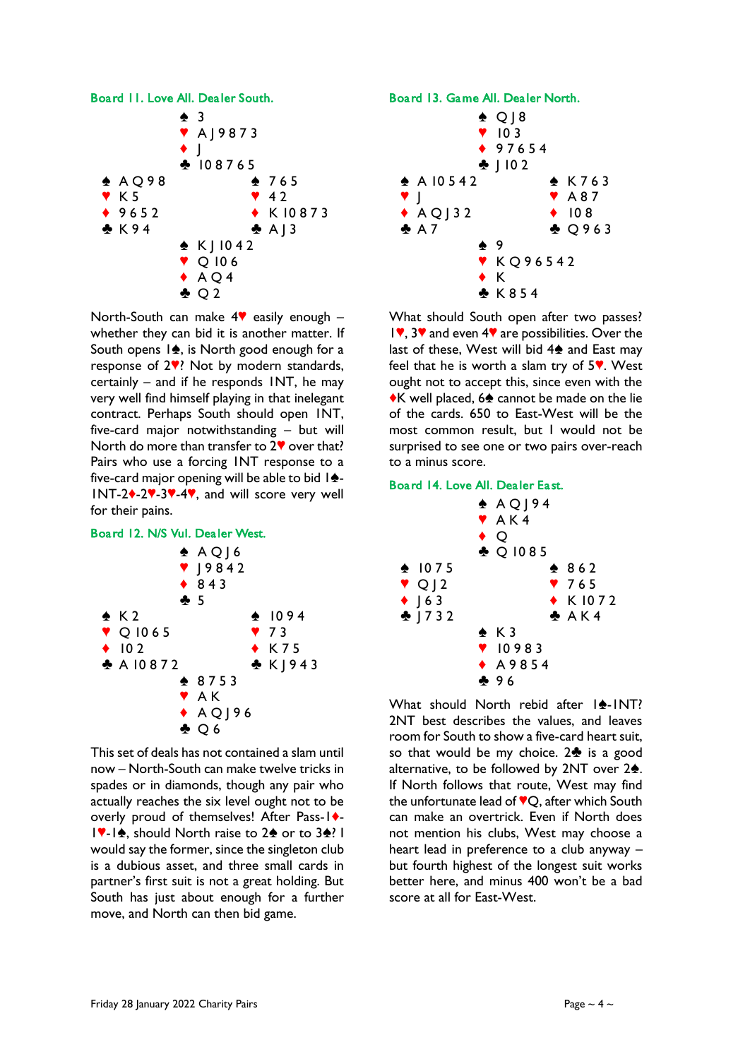### Board 11. Love All. Dealer South.

| | North | |
|---|---|---|
| | ♠ 3<br>♥ A J 9 8 7 3<br>♦ J<br>♣ 10 8 7 6 5 | |
| **West**<br>♠ A Q 9 8<br>♥ K 5<br>♦ 9 6 5 2<br>♣ K 9 4 | | **East**<br>♠ 7 6 5<br>♥ 4 2<br>♦ K 10 8 7 3<br>♣ A J 3 |
| | ♠ K J 10 4 2<br>♥ Q 10 6<br>♦ A Q 4<br>♣ Q 2 | |
| | South | |

North-South can make 4♥ easily enough – whether they can bid it is another matter. If South opens 1♠, is North good enough for a response of 2♥? Not by modern standards, certainly – and if he responds 1NT, he may very well find himself playing in that inelegant contract. Perhaps South should open 1NT, five-card major notwithstanding – but will North do more than transfer to 2♥ over that? Pairs who use a forcing 1NT response to a five-card major opening will be able to bid 1♠-1NT-2♦-2♥-3♥-4♥, and will score very well for their pains.

### Board 12. N/S Vul. Dealer West.

| | North | |
|---|---|---|
| | ♠ A Q J 6<br>♥ J 9 8 4 2<br>♦ 8 4 3<br>♣ 5 | |
| **West**<br>♠ K 2<br>♥ Q 10 6 5<br>♦ 10 2<br>♣ A 10 8 7 2 | | **East**<br>♠ 10 9 4<br>♥ 7 3<br>♦ K 7 5<br>♣ K J 9 4 3 |
| | ♠ 8 7 5 3<br>♥ A K<br>♦ A Q J 9 6<br>♣ Q 6 | |
| | South | |

This set of deals has not contained a slam until now – North-South can make twelve tricks in spades or in diamonds, though any pair who actually reaches the six level ought not to be overly proud of themselves! After Pass-1♦-1♥-1♠, should North raise to 2♠ or to 3♠? I would say the former, since the singleton club is a dubious asset, and three small cards in partner's first suit is not a great holding. But South has just about enough for a further move, and North can then bid game.

### Board 13. Game All. Dealer North.

| | North | |
|---|---|---|
| | ♠ Q J 8<br>♥ 10 3<br>♦ 9 7 6 5 4<br>♣ J 10 2 | |
| **West**<br>♠ A 10 5 4 2<br>♥ J<br>♦ A Q J 3 2<br>♣ A 7 | | **East**<br>♠ K 7 6 3<br>♥ A 8 7<br>♦ 10 8<br>♣ Q 9 6 3 |
| | ♠ 9<br>♥ K Q 9 6 5 4 2<br>♦ K<br>♣ K 8 5 4 | |
| | South | |

What should South open after two passes? 1♥, 3♥ and even 4♥ are possibilities. Over the last of these, West will bid 4♠ and East may feel that he is worth a slam try of 5♥. West ought not to accept this, since even with the ♦K well placed, 6♠ cannot be made on the lie of the cards. 650 to East-West will be the most common result, but I would not be surprised to see one or two pairs over-reach to a minus score.

### Board 14. Love All. Dealer East.

| | North | |
|---|---|---|
| | ♠ A Q J 9 4<br>♥ A K 4<br>♦ Q<br>♣ Q 10 8 5 | |
| **West**<br>♠ 10 7 5<br>♥ Q J 2<br>♦ J 6 3<br>♣ J 7 3 2 | | **East**<br>♠ 8 6 2<br>♥ 7 6 5<br>♦ K 10 7 2<br>♣ A K 4 |
| | ♠ K 3<br>♥ 10 9 8 3<br>♦ A 9 8 5 4<br>♣ 9 6 | |
| | South | |

What should North rebid after 1♠-1NT? 2NT best describes the values, and leaves room for South to show a five-card heart suit, so that would be my choice. 2♣ is a good alternative, to be followed by 2NT over 2♠. If North follows that route, West may find the unfortunate lead of ♥Q, after which South can make an overtrick. Even if North does not mention his clubs, West may choose a heart lead in preference to a club anyway – but fourth highest of the longest suit works better here, and minus 400 won't be a bad score at all for East-West.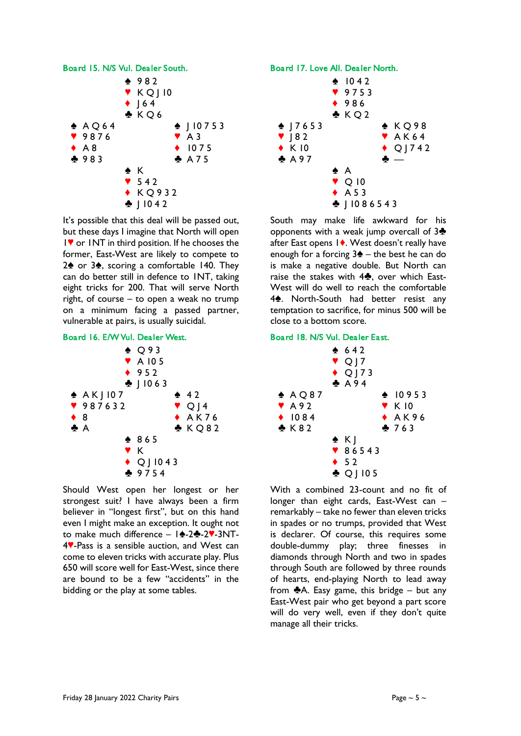### Board 15. N/S Vul. Dealer South.

```
               ♠ 9 8 2
               ♥ K Q J 10
               ♦ J 6 4
               ♣ K Q 6
♠ A Q 6 4                ♠ J 10 7 5 3
♥ 9 8 7 6                ♥ A 3
♦ A 8                    ♦ 10 7 5
♣ 9 8 3                  ♣ A 7 5
               ♠ K
               ♥ 5 4 2
               ♦ K Q 9 3 2
               ♣ J 10 4 2
```

It's possible that this deal will be passed out, but these days I imagine that North will open 1♥ or 1NT in third position. If he chooses the former, East-West are likely to compete to 2♠ or 3♠, scoring a comfortable 140. They can do better still in defence to 1NT, taking eight tricks for 200. That will serve North right, of course – to open a weak no trump on a minimum facing a passed partner, vulnerable at pairs, is usually suicidal.

### Board 16. E/W Vul. Dealer West.

```
               ♠ Q 9 3
               ♥ A 10 5
               ♦ 9 5 2
               ♣ J 10 6 3
♠ A K J 10 7             ♠ 4 2
♥ 9 8 7 6 3 2            ♥ Q J 4
♦ 8                      ♦ A K 7 6
♣ A                      ♣ K Q 8 2
               ♠ 8 6 5
               ♥ K
               ♦ Q J 10 4 3
               ♣ 9 7 5 4
```

Should West open her longest or her strongest suit? I have always been a firm believer in "longest first", but on this hand even I might make an exception. It ought not to make much difference – 1♠-2♣-2♥-3NT-4♥-Pass is a sensible auction, and West can come to eleven tricks with accurate play. Plus 650 will score well for East-West, since there are bound to be a few "accidents" in the bidding or the play at some tables.

### Board 17. Love All. Dealer North.

```
               ♠ 10 4 2
               ♥ 9 7 5 3
               ♦ 9 8 6
               ♣ K Q 2
♠ J 7 6 5 3              ♠ K Q 9 8
♥ J 8 2                  ♥ A K 6 4
♦ K 10                   ♦ Q J 7 4 2
♣ A 9 7                  ♣ —
               ♠ A
               ♥ Q 10
               ♦ A 5 3
               ♣ J 10 8 6 5 4 3
```

South may make life awkward for his opponents with a weak jump overcall of 3♣ after East opens 1♦. West doesn't really have enough for a forcing 3♠ – the best he can do is make a negative double. But North can raise the stakes with 4♣, over which East-West will do well to reach the comfortable 4♠. North-South had better resist any temptation to sacrifice, for minus 500 will be close to a bottom score.

### Board 18. N/S Vul. Dealer East.

```
               ♠ 6 4 2
               ♥ Q J 7
               ♦ Q J 7 3
               ♣ A 9 4
♠ A Q 8 7                ♠ 10 9 5 3
♥ A 9 2                  ♥ K 10
♦ 10 8 4                 ♦ A K 9 6
♣ K 8 2                  ♣ 7 6 3
               ♠ K J
               ♥ 8 6 5 4 3
               ♦ 5 2
               ♣ Q J 10 5
```

With a combined 23-count and no fit of longer than eight cards, East-West can – remarkably – take no fewer than eleven tricks in spades or no trumps, provided that West is declarer. Of course, this requires some double-dummy play; three finesses in diamonds through North and two in spades through South are followed by three rounds of hearts, end-playing North to lead away from ♣A. Easy game, this bridge – but any East-West pair who get beyond a part score will do very well, even if they don't quite manage all their tricks.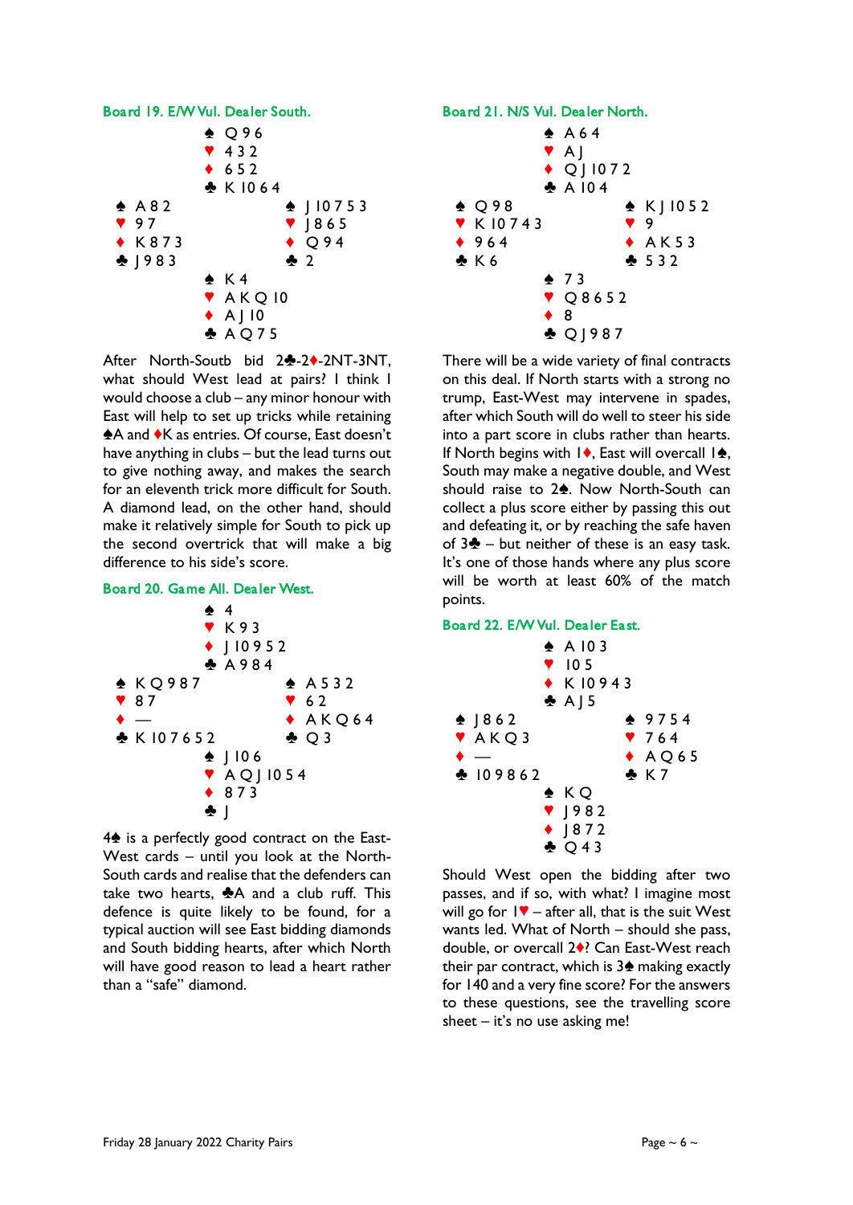### Board 19. E/W Vul. Dealer South.

|  | North |  |
|---|---|---|
|  | ♠ Q 9 6<br>♥ 4 3 2<br>♦ 6 5 2<br>♣ K 10 6 4 |  |
| **West**<br>♠ A 8 2<br>♥ 9 7<br>♦ K 8 7 3<br>♣ J 9 8 3 |  | **East**<br>♠ J 10 7 5 3<br>♥ J 8 6 5<br>♦ Q 9 4<br>♣ 2 |
|  | ♠ K 4<br>♥ A K Q 10<br>♦ A J 10<br>♣ A Q 7 5 |  |
|  | South |  |

After North-Soutb bid 2♣-2♦-2NT-3NT, what should West lead at pairs? I think I would choose a club – any minor honour with East will help to set up tricks while retaining ♠A and ♦K as entries. Of course, East doesn't have anything in clubs – but the lead turns out to give nothing away, and makes the search for an eleventh trick more difficult for South. A diamond lead, on the other hand, should make it relatively simple for South to pick up the second overtrick that will make a big difference to his side's score.

### Board 20. Game All. Dealer West.

|  | North |  |
|---|---|---|
|  | ♠ 4<br>♥ K 9 3<br>♦ J 10 9 5 2<br>♣ A 9 8 4 |  |
| **West**<br>♠ K Q 9 8 7<br>♥ 8 7<br>♦ —<br>♣ K 10 7 6 5 2 |  | **East**<br>♠ A 5 3 2<br>♥ 6 2<br>♦ A K Q 6 4<br>♣ Q 3 |
|  | ♠ J 10 6<br>♥ A Q J 10 5 4<br>♦ 8 7 3<br>♣ J |  |
|  | South |  |

4♠ is a perfectly good contract on the East-West cards – until you look at the North-South cards and realise that the defenders can take two hearts, ♣A and a club ruff. This defence is quite likely to be found, for a typical auction will see East bidding diamonds and South bidding hearts, after which North will have good reason to lead a heart rather than a "safe" diamond.

### Board 21. N/S Vul. Dealer North.

|  | North |  |
|---|---|---|
|  | ♠ A 6 4<br>♥ A J<br>♦ Q J 10 7 2<br>♣ A 10 4 |  |
| **West**<br>♠ Q 9 8<br>♥ K 10 7 4 3<br>♦ 9 6 4<br>♣ K 6 |  | **East**<br>♠ K J 10 5 2<br>♥ 9<br>♦ A K 5 3<br>♣ 5 3 2 |
|  | ♠ 7 3<br>♥ Q 8 6 5 2<br>♦ 8<br>♣ Q J 9 8 7 |  |
|  | South |  |

There will be a wide variety of final contracts on this deal. If North starts with a strong no trump, East-West may intervene in spades, after which South will do well to steer his side into a part score in clubs rather than hearts. If North begins with 1♦, East will overcall 1♠, South may make a negative double, and West should raise to 2♠. Now North-South can collect a plus score either by passing this out and defeating it, or by reaching the safe haven of 3♣ – but neither of these is an easy task. It's one of those hands where any plus score will be worth at least 60% of the match points.

### Board 22. E/W Vul. Dealer East.

|  | North |  |
|---|---|---|
|  | ♠ A 10 3<br>♥ 10 5<br>♦ K 10 9 4 3<br>♣ A J 5 |  |
| **West**<br>♠ J 8 6 2<br>♥ A K Q 3<br>♦ —<br>♣ 10 9 8 6 2 |  | **East**<br>♠ 9 7 5 4<br>♥ 7 6 4<br>♦ A Q 6 5<br>♣ K 7 |
|  | ♠ K Q<br>♥ J 9 8 2<br>♦ J 8 7 2<br>♣ Q 4 3 |  |
|  | South |  |

Should West open the bidding after two passes, and if so, with what? I imagine most will go for 1♥ – after all, that is the suit West wants led. What of North – should she pass, double, or overcall 2♦? Can East-West reach their par contract, which is 3♠ making exactly for 140 and a very fine score? For the answers to these questions, see the travelling score sheet – it's no use asking me!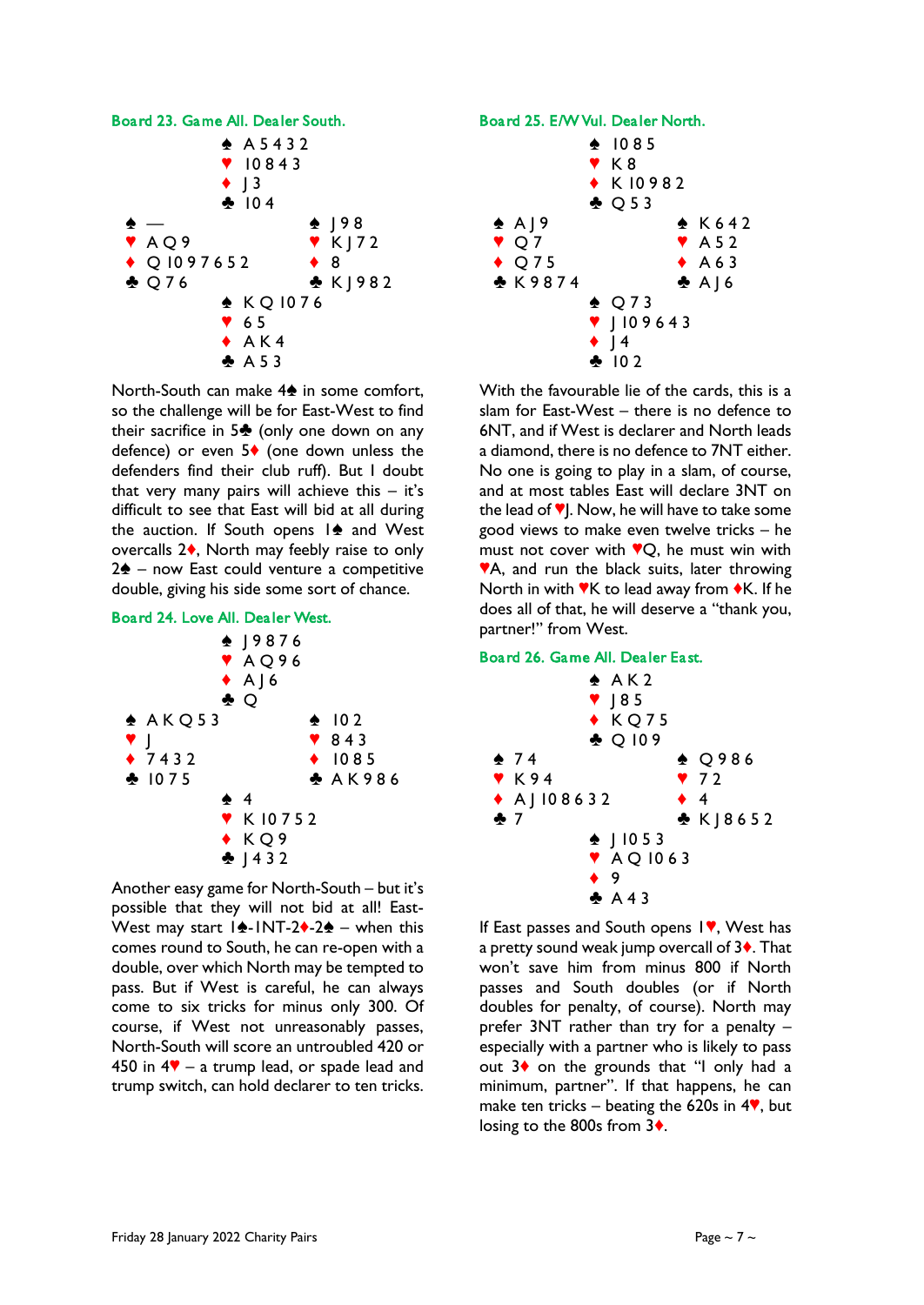### Board 23. Game All. Dealer South.

```
            ♠ A 5 4 3 2
            ♥ 10 8 4 3
            ♦ J 3
            ♣ 10 4
♠ —                     ♠ J 9 8
♥ A Q 9                 ♥ K J 7 2
♦ Q 10 9 7 6 5 2        ♦ 8
♣ Q 7 6                 ♣ K J 9 8 2
            ♠ K Q 10 7 6
            ♥ 6 5
            ♦ A K 4
            ♣ A 5 3
```

North-South can make 4♠ in some comfort, so the challenge will be for East-West to find their sacrifice in 5♣ (only one down on any defence) or even 5♦ (one down unless the defenders find their club ruff). But I doubt that very many pairs will achieve this – it's difficult to see that East will bid at all during the auction. If South opens 1♠ and West overcalls 2♦, North may feebly raise to only 2♠ – now East could venture a competitive double, giving his side some sort of chance.

### Board 24. Love All. Dealer West.

```
            ♠ J 9 8 7 6
            ♥ A Q 9 6
            ♦ A J 6
            ♣ Q
♠ A K Q 5 3             ♠ 10 2
♥ J                     ♥ 8 4 3
♦ 7 4 3 2               ♦ 10 8 5
♣ 10 7 5                ♣ A K 9 8 6
            ♠ 4
            ♥ K 10 7 5 2
            ♦ K Q 9
            ♣ J 4 3 2
```

Another easy game for North-South – but it's possible that they will not bid at all! East-West may start 1♠-1NT-2♦-2♠ – when this comes round to South, he can re-open with a double, over which North may be tempted to pass. But if West is careful, he can always come to six tricks for minus only 300. Of course, if West not unreasonably passes, North-South will score an untroubled 420 or 450 in 4♥ – a trump lead, or spade lead and trump switch, can hold declarer to ten tricks.

### Board 25. E/W Vul. Dealer North.

```
            ♠ 10 8 5
            ♥ K 8
            ♦ K 10 9 8 2
            ♣ Q 5 3
♠ A J 9                 ♠ K 6 4 2
♥ Q 7                   ♥ A 5 2
♦ Q 7 5                 ♦ A 6 3
♣ K 9 8 7 4             ♣ A J 6
            ♠ Q 7 3
            ♥ J 10 9 6 4 3
            ♦ J 4
            ♣ 10 2
```

With the favourable lie of the cards, this is a slam for East-West – there is no defence to 6NT, and if West is declarer and North leads a diamond, there is no defence to 7NT either. No one is going to play in a slam, of course, and at most tables East will declare 3NT on the lead of ♥J. Now, he will have to take some good views to make even twelve tricks – he must not cover with ♥Q, he must win with ♥A, and run the black suits, later throwing North in with ♥K to lead away from ♦K. If he does all of that, he will deserve a "thank you, partner!" from West.

### Board 26. Game All. Dealer East.

```
            ♠ A K 2
            ♥ J 8 5
            ♦ K Q 7 5
            ♣ Q 10 9
♠ 7 4                   ♠ Q 9 8 6
♥ K 9 4                 ♥ 7 2
♦ A J 10 8 6 3 2        ♦ 4
♣ 7                     ♣ K J 8 6 5 2
            ♠ J 10 5 3
            ♥ A Q 10 6 3
            ♦ 9
            ♣ A 4 3
```

If East passes and South opens 1♥, West has a pretty sound weak jump overcall of 3♦. That won't save him from minus 800 if North passes and South doubles (or if North doubles for penalty, of course). North may prefer 3NT rather than try for a penalty – especially with a partner who is likely to pass out 3♦ on the grounds that "I only had a minimum, partner". If that happens, he can make ten tricks – beating the 620s in 4♥, but losing to the 800s from 3♦.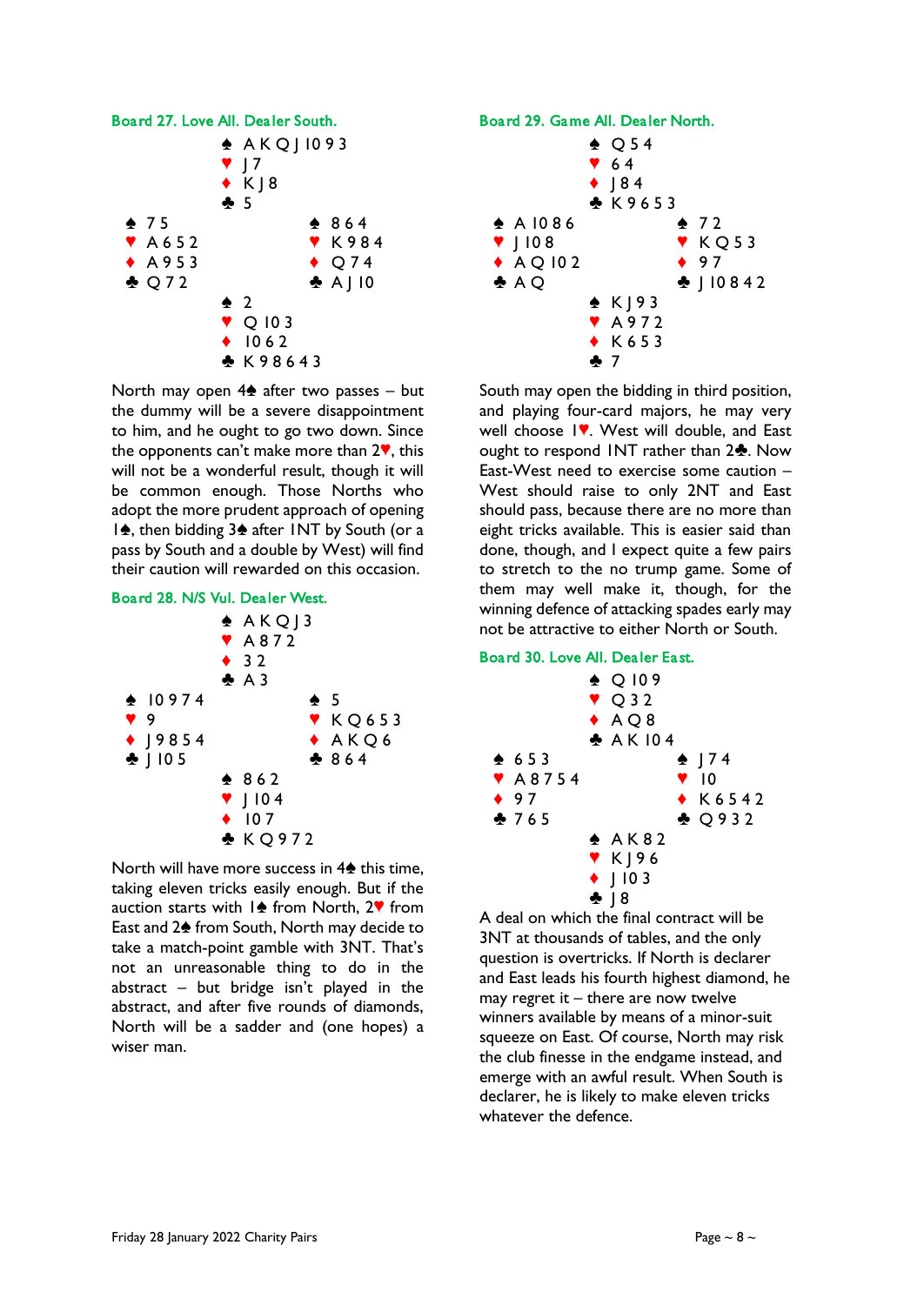### Board 27. Love All. Dealer South.

|  |  |  |
|---|---|---|
|  | ♠ A K Q J 10 9 3<br>♥ J 7<br>♦ K J 8<br>♣ 5 |  |
| ♠ 7 5<br>♥ A 6 5 2<br>♦ A 9 5 3<br>♣ Q 7 2 |  | ♠ 8 6 4<br>♥ K 9 8 4<br>♦ Q 7 4<br>♣ A J 10 |
|  | ♠ 2<br>♥ Q 10 3<br>♦ 10 6 2<br>♣ K 9 8 6 4 3 |  |

North may open 4♠ after two passes – but the dummy will be a severe disappointment to him, and he ought to go two down. Since the opponents can't make more than 2♥, this will not be a wonderful result, though it will be common enough. Those Norths who adopt the more prudent approach of opening 1♠, then bidding 3♠ after 1NT by South (or a pass by South and a double by West) will find their caution will rewarded on this occasion.

### Board 28. N/S Vul. Dealer West.

|  |  |  |
|---|---|---|
|  | ♠ A K Q J 3<br>♥ A 8 7 2<br>♦ 3 2<br>♣ A 3 |  |
| ♠ 10 9 7 4<br>♥ 9<br>♦ J 9 8 5 4<br>♣ J 10 5 |  | ♠ 5<br>♥ K Q 6 5 3<br>♦ A K Q 6<br>♣ 8 6 4 |
|  | ♠ 8 6 2<br>♥ J 10 4<br>♦ 10 7<br>♣ K Q 9 7 2 |  |

North will have more success in 4♠ this time, taking eleven tricks easily enough. But if the auction starts with 1♠ from North, 2♥ from East and 2♠ from South, North may decide to take a match-point gamble with 3NT. That's not an unreasonable thing to do in the abstract – but bridge isn't played in the abstract, and after five rounds of diamonds, North will be a sadder and (one hopes) a wiser man.

### Board 29. Game All. Dealer North.

|  |  |  |
|---|---|---|
|  | ♠ Q 5 4<br>♥ 6 4<br>♦ J 8 4<br>♣ K 9 6 5 3 |  |
| ♠ A 10 8 6<br>♥ J 10 8<br>♦ A Q 10 2<br>♣ A Q |  | ♠ 7 2<br>♥ K Q 5 3<br>♦ 9 7<br>♣ J 10 8 4 2 |
|  | ♠ K J 9 3<br>♥ A 9 7 2<br>♦ K 6 5 3<br>♣ 7 |  |

South may open the bidding in third position, and playing four-card majors, he may very well choose 1♥. West will double, and East ought to respond 1NT rather than 2♣. Now East-West need to exercise some caution – West should raise to only 2NT and East should pass, because there are no more than eight tricks available. This is easier said than done, though, and I expect quite a few pairs to stretch to the no trump game. Some of them may well make it, though, for the winning defence of attacking spades early may not be attractive to either North or South.

### Board 30. Love All. Dealer East.

|  |  |  |
|---|---|---|
|  | ♠ Q 10 9<br>♥ Q 3 2<br>♦ A Q 8<br>♣ A K 10 4 |  |
| ♠ 6 5 3<br>♥ A 8 7 5 4<br>♦ 9 7<br>♣ 7 6 5 |  | ♠ J 7 4<br>♥ 10<br>♦ K 6 5 4 2<br>♣ Q 9 3 2 |
|  | ♠ A K 8 2<br>♥ K J 9 6<br>♦ J 10 3<br>♣ J 8 |  |

A deal on which the final contract will be 3NT at thousands of tables, and the only question is overtricks. If North is declarer and East leads his fourth highest diamond, he may regret it – there are now twelve winners available by means of a minor-suit squeeze on East. Of course, North may risk the club finesse in the endgame instead, and emerge with an awful result. When South is declarer, he is likely to make eleven tricks whatever the defence.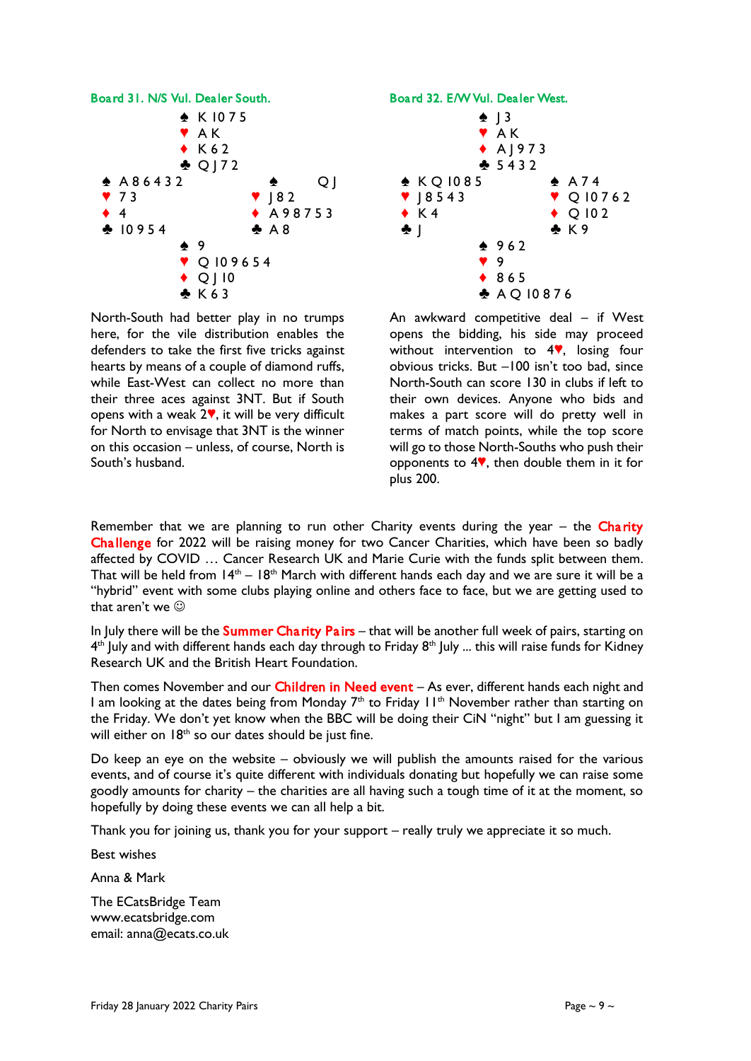**Board 31. N/S Vul. Dealer South.**

North: ♠ K 10 7 5 ♥ A K ♦ K 6 2 ♣ Q J 7 2

West: ♠ A 8 6 4 3 2 ♥ 7 3 ♦ 4 ♣ 10 9 5 4

East: ♠ Q J ♥ J 8 2 ♦ A 9 8 7 5 3 ♣ A 8

South: ♠ 9 ♥ Q 10 9 6 5 4 ♦ Q J 10 ♣ K 6 3

North-South had better play in no trumps here, for the vile distribution enables the defenders to take the first five tricks against hearts by means of a couple of diamond ruffs, while East-West can collect no more than their three aces against 3NT. But if South opens with a weak 2♥, it will be very difficult for North to envisage that 3NT is the winner on this occasion – unless, of course, North is South's husband.

**Board 32. E/W Vul. Dealer West.**

North: ♠ J 3 ♥ A K ♦ A J 9 7 3 ♣ 5 4 3 2

West: ♠ K Q 10 8 5 ♥ J 8 5 4 3 ♦ K 4 ♣ J

East: ♠ A 7 4 ♥ Q 10 7 6 2 ♦ Q 10 2 ♣ K 9

South: ♠ 9 6 2 ♥ 9 ♦ 8 6 5 ♣ A Q 10 8 7 6

An awkward competitive deal – if West opens the bidding, his side may proceed without intervention to 4♥, losing four obvious tricks. But –100 isn't too bad, since North-South can score 130 in clubs if left to their own devices. Anyone who bids and makes a part score will do pretty well in terms of match points, while the top score will go to those North-Souths who push their opponents to 4♥, then double them in it for plus 200.

Remember that we are planning to run other Charity events during the year – the **Charity Challenge** for 2022 will be raising money for two Cancer Charities, which have been so badly affected by COVID … Cancer Research UK and Marie Curie with the funds split between them. That will be held from 14th – 18th March with different hands each day and we are sure it will be a "hybrid" event with some clubs playing online and others face to face, but we are getting used to that aren't we ☺

In July there will be the **Summer Charity Pairs** – that will be another full week of pairs, starting on 4th July and with different hands each day through to Friday 8th July ... this will raise funds for Kidney Research UK and the British Heart Foundation.

Then comes November and our **Children in Need event** – As ever, different hands each night and I am looking at the dates being from Monday 7th to Friday 11th November rather than starting on the Friday. We don't yet know when the BBC will be doing their CiN "night" but I am guessing it will either on 18th so our dates should be just fine.

Do keep an eye on the website – obviously we will publish the amounts raised for the various events, and of course it's quite different with individuals donating but hopefully we can raise some goodly amounts for charity – the charities are all having such a tough time of it at the moment, so hopefully by doing these events we can all help a bit.

Thank you for joining us, thank you for your support – really truly we appreciate it so much.

Best wishes

Anna & Mark

The ECatsBridge Team
www.ecatsbridge.com
email: anna@ecats.co.uk